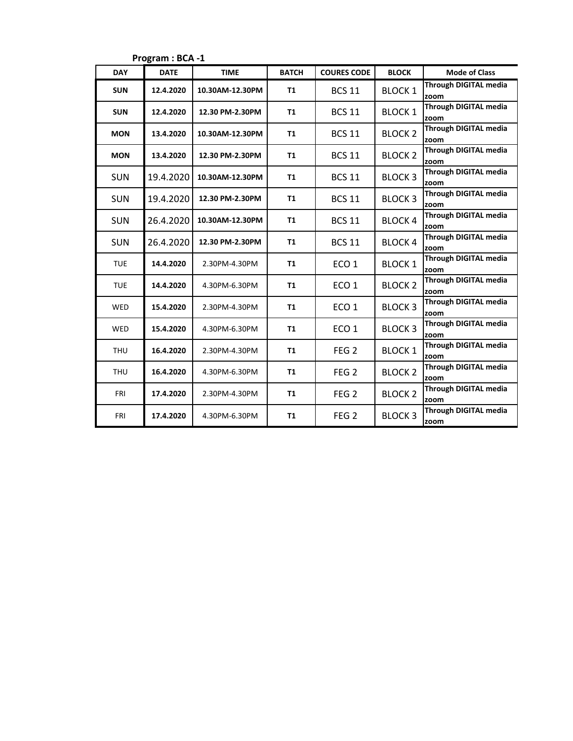**Program : BCA -1**

| DAY | DATE | TIME | BATCH | COURES CODE | BLOCK | Mode of Class |
|---|---|---|---|---|---|---|
| **SUN** | **12.4.2020** | **10.30AM-12.30PM** | **T1** | BCS 11 | BLOCK 1 | **Through DIGITAL media zoom** |
| **SUN** | **12.4.2020** | **12.30 PM-2.30PM** | **T1** | BCS 11 | BLOCK 1 | **Through DIGITAL media zoom** |
| **MON** | **13.4.2020** | **10.30AM-12.30PM** | **T1** | BCS 11 | BLOCK 2 | **Through DIGITAL media zoom** |
| **MON** | **13.4.2020** | **12.30 PM-2.30PM** | **T1** | BCS 11 | BLOCK 2 | **Through DIGITAL media zoom** |
| SUN | 19.4.2020 | **10.30AM-12.30PM** | **T1** | BCS 11 | BLOCK 3 | **Through DIGITAL media zoom** |
| SUN | 19.4.2020 | **12.30 PM-2.30PM** | **T1** | BCS 11 | BLOCK 3 | **Through DIGITAL media zoom** |
| SUN | 26.4.2020 | **10.30AM-12.30PM** | **T1** | BCS 11 | BLOCK 4 | **Through DIGITAL media zoom** |
| SUN | 26.4.2020 | **12.30 PM-2.30PM** | **T1** | BCS 11 | BLOCK 4 | **Through DIGITAL media zoom** |
| TUE | **14.4.2020** | 2.30PM-4.30PM | **T1** | ECO 1 | BLOCK 1 | **Through DIGITAL media zoom** |
| TUE | **14.4.2020** | 4.30PM-6.30PM | **T1** | ECO 1 | BLOCK 2 | **Through DIGITAL media zoom** |
| WED | **15.4.2020** | 2.30PM-4.30PM | **T1** | ECO 1 | BLOCK 3 | **Through DIGITAL media zoom** |
| WED | **15.4.2020** | 4.30PM-6.30PM | **T1** | ECO 1 | BLOCK 3 | **Through DIGITAL media zoom** |
| THU | **16.4.2020** | 2.30PM-4.30PM | **T1** | FEG 2 | BLOCK 1 | **Through DIGITAL media zoom** |
| THU | **16.4.2020** | 4.30PM-6.30PM | **T1** | FEG 2 | BLOCK 2 | **Through DIGITAL media zoom** |
| FRI | **17.4.2020** | 2.30PM-4.30PM | **T1** | FEG 2 | BLOCK 2 | **Through DIGITAL media zoom** |
| FRI | **17.4.2020** | 4.30PM-6.30PM | **T1** | FEG 2 | BLOCK 3 | **Through DIGITAL media zoom** |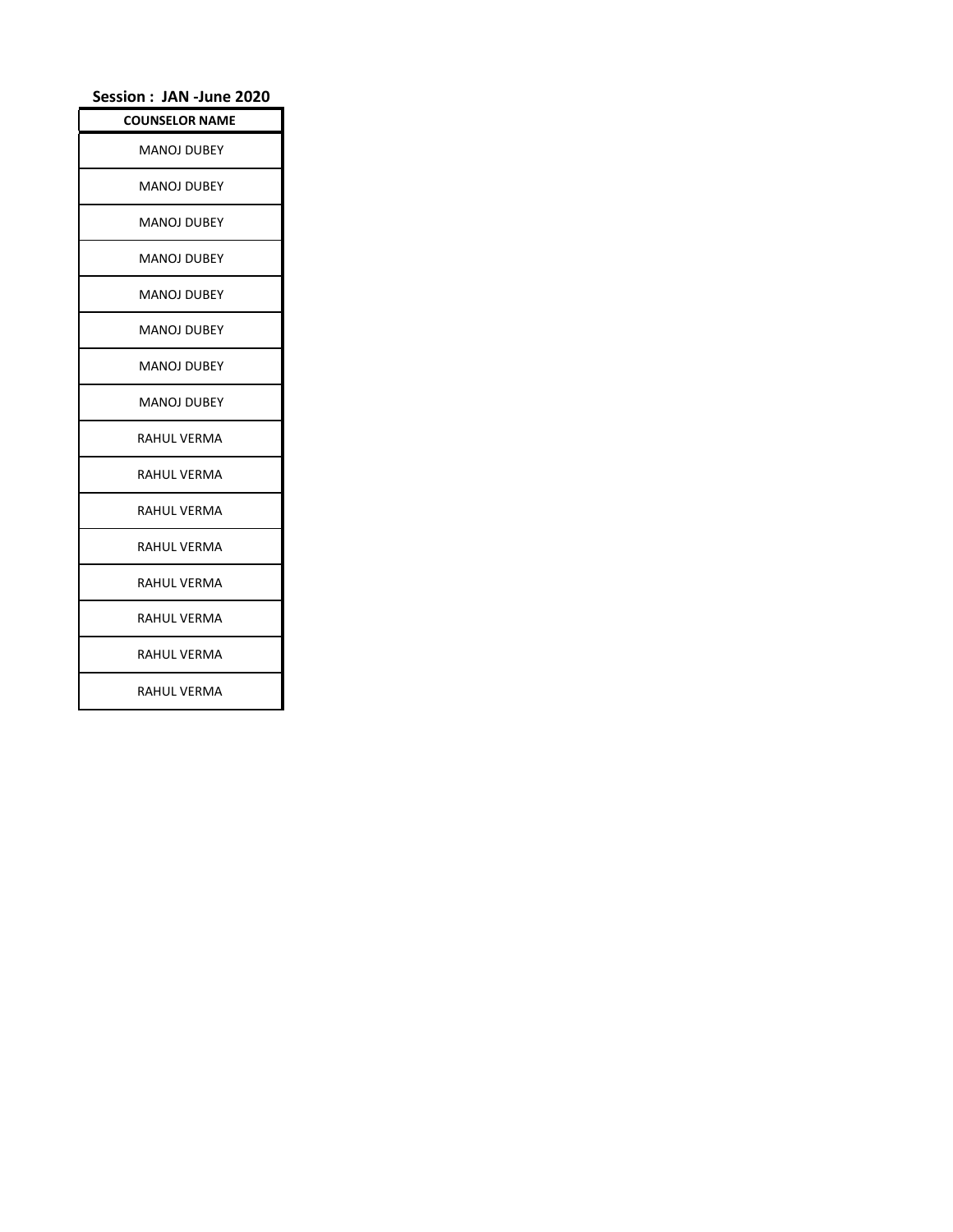**Session : JAN -June 2020**

| COUNSELOR NAME |
|---|
| MANOJ DUBEY |
| MANOJ DUBEY |
| MANOJ DUBEY |
| MANOJ DUBEY |
| MANOJ DUBEY |
| MANOJ DUBEY |
| MANOJ DUBEY |
| MANOJ DUBEY |
| RAHUL VERMA |
| RAHUL VERMA |
| RAHUL VERMA |
| RAHUL VERMA |
| RAHUL VERMA |
| RAHUL VERMA |
| RAHUL VERMA |
| RAHUL VERMA |